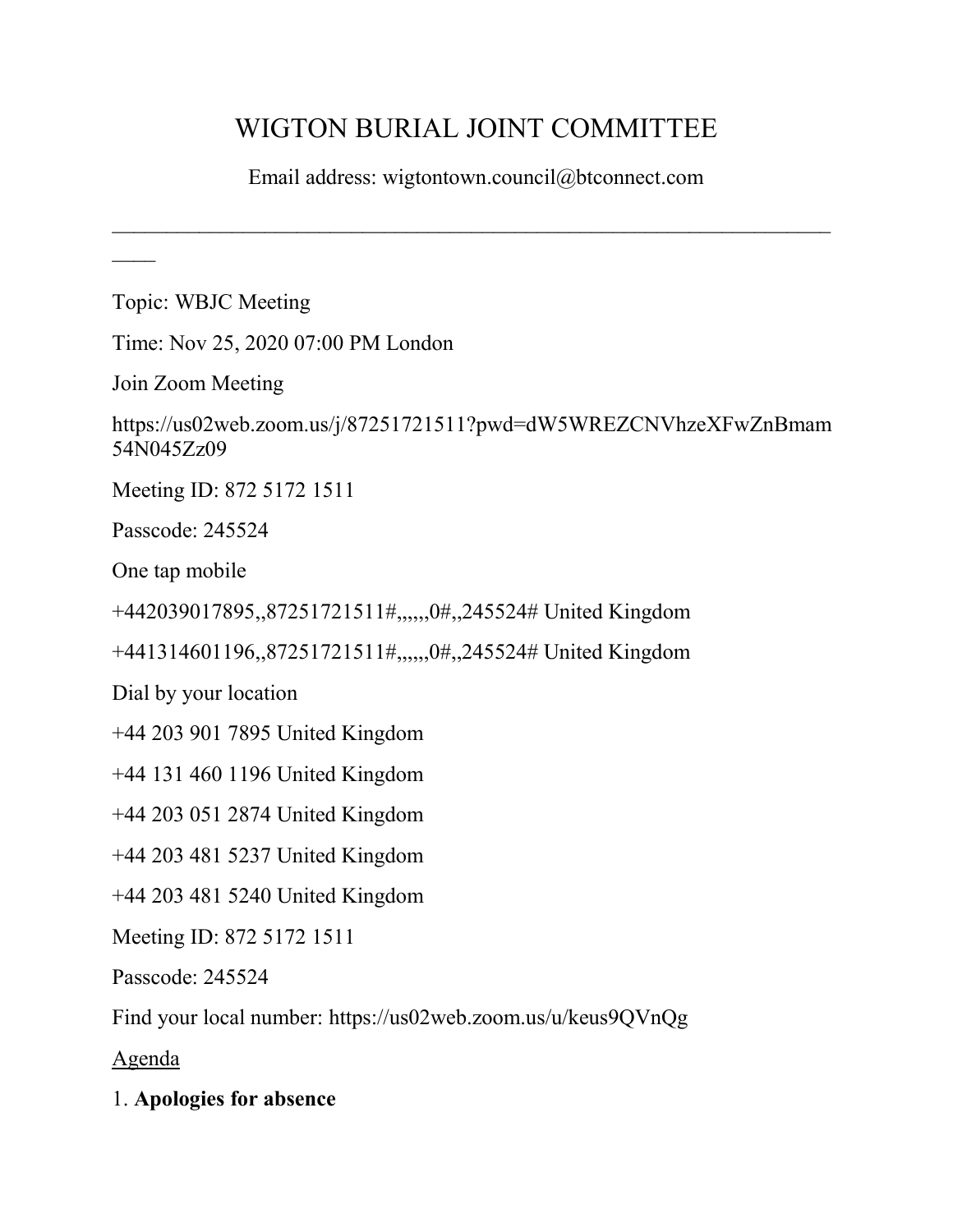# WIGTON BURIAL JOINT COMMITTEE

Email address: wigtontown.council@btconnect.com

---

Topic: WBJC Meeting

Time: Nov 25, 2020 07:00 PM London

Join Zoom Meeting

https://us02web.zoom.us/j/87251721511?pwd=dW5WREZCNVhzeXFwZnBmam54N045Zz09

Meeting ID: 872 5172 1511

Passcode: 245524

One tap mobile

+442039017895,,87251721511#,,,,,,0#,,245524# United Kingdom

+441314601196,,87251721511#,,,,,,0#,,245524# United Kingdom

Dial by your location

+44 203 901 7895 United Kingdom

+44 131 460 1196 United Kingdom

+44 203 051 2874 United Kingdom

+44 203 481 5237 United Kingdom

+44 203 481 5240 United Kingdom

Meeting ID: 872 5172 1511

Passcode: 245524

Find your local number: https://us02web.zoom.us/u/keus9QVnQg

Agenda

1. **Apologies for absence**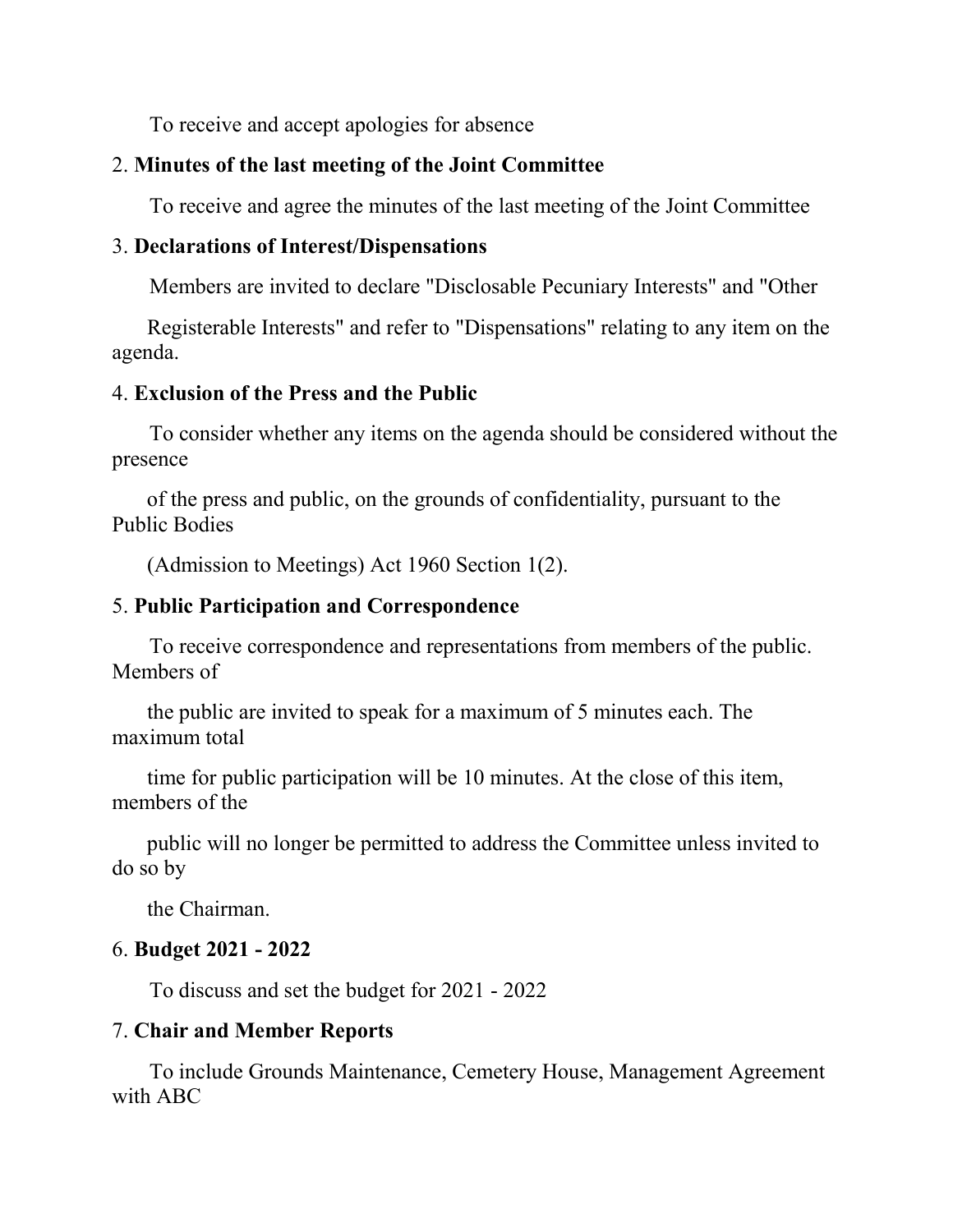To receive and accept apologies for absence

2. **Minutes of the last meeting of the Joint Committee**

To receive and agree the minutes of the last meeting of the Joint Committee

3. **Declarations of Interest/Dispensations**

Members are invited to declare "Disclosable Pecuniary Interests" and "Other Registerable Interests" and refer to "Dispensations" relating to any item on the agenda.

4. **Exclusion of the Press and the Public**

To consider whether any items on the agenda should be considered without the presence of the press and public, on the grounds of confidentiality, pursuant to the Public Bodies (Admission to Meetings) Act 1960 Section 1(2).

5. **Public Participation and Correspondence**

To receive correspondence and representations from members of the public. Members of the public are invited to speak for a maximum of 5 minutes each. The maximum total time for public participation will be 10 minutes. At the close of this item, members of the public will no longer be permitted to address the Committee unless invited to do so by the Chairman.

6. **Budget 2021 - 2022**

To discuss and set the budget for 2021 - 2022

7. **Chair and Member Reports**

To include Grounds Maintenance, Cemetery House, Management Agreement with ABC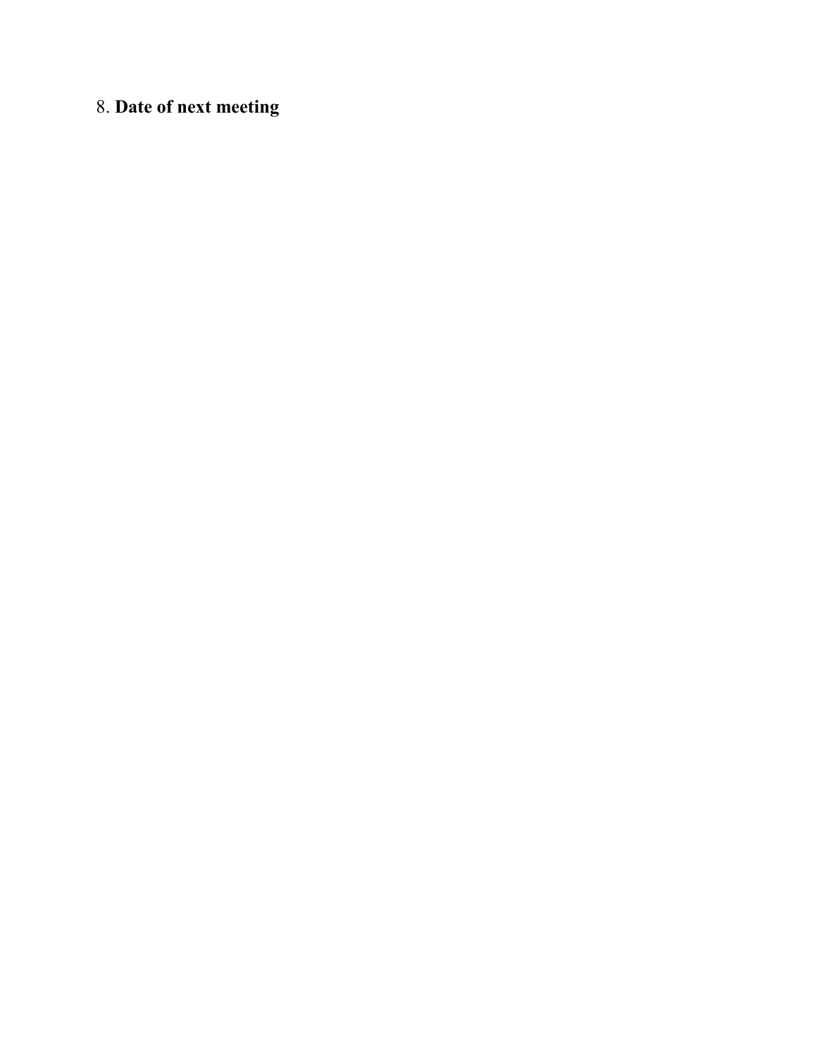8. **Date of next meeting**